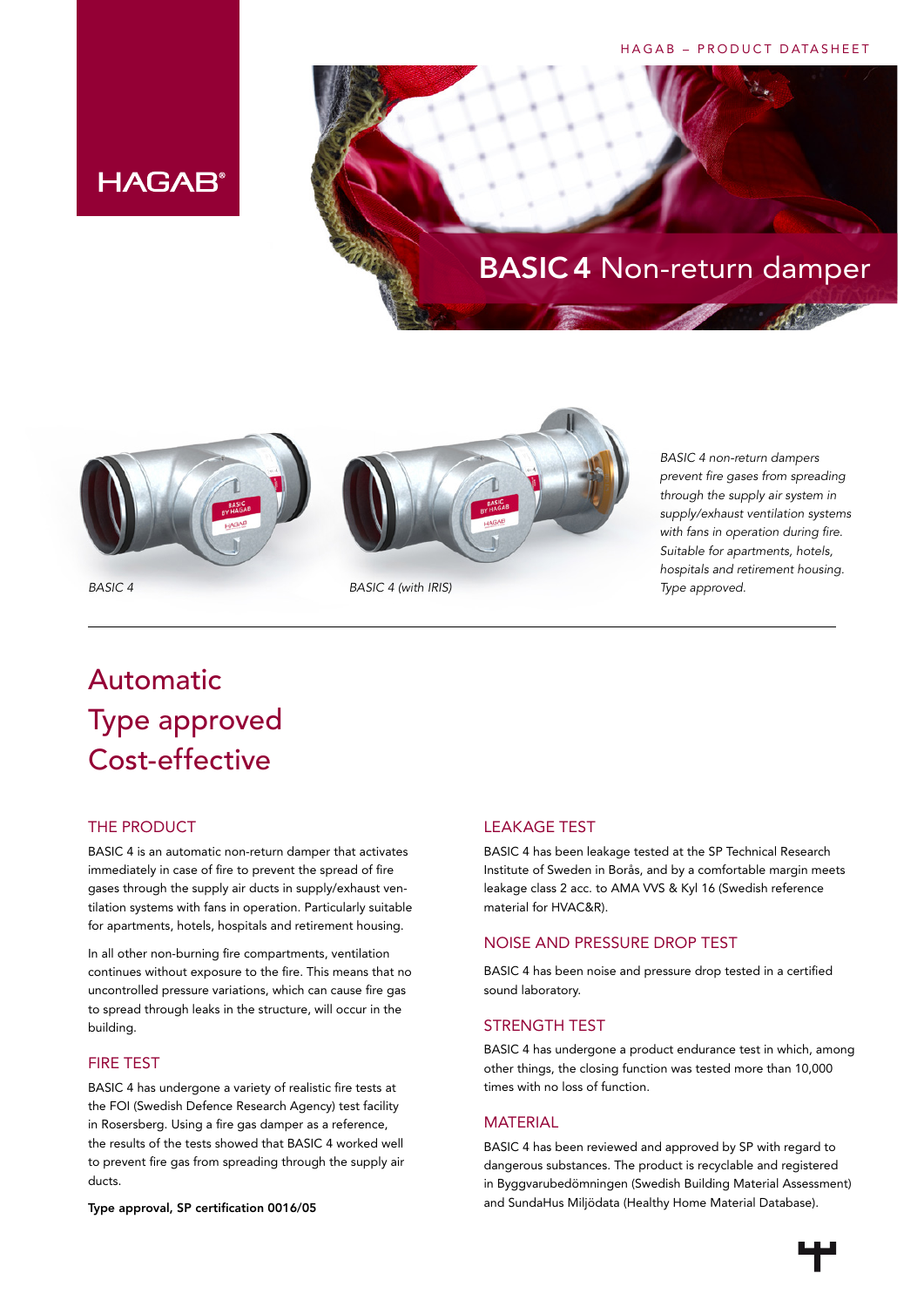# BASIC 4 Non-return damper

BASIC 4

BASIC 4 (with IRIS)

*BASIC 4 non-return dampers prevent fire gases from spreading through the supply air system in supply/exhaust ventilation systems with fans in operation during fire. Suitable for apartments, hotels, hospitals and retirement housing. Type approved.*

## Automatic
## Type approved
## Cost-effective

### THE PRODUCT

BASIC 4 is an automatic non-return damper that activates immediately in case of fire to prevent the spread of fire gases through the supply air ducts in supply/exhaust ventilation systems with fans in operation. Particularly suitable for apartments, hotels, hospitals and retirement housing.

In all other non-burning fire compartments, ventilation continues without exposure to the fire. This means that no uncontrolled pressure variations, which can cause fire gas to spread through leaks in the structure, will occur in the building.

### FIRE TEST

BASIC 4 has undergone a variety of realistic fire tests at the FOI (Swedish Defence Research Agency) test facility in Rosersberg. Using a fire gas damper as a reference, the results of the tests showed that BASIC 4 worked well to prevent fire gas from spreading through the supply air ducts.

**Type approval, SP certification 0016/05**

### LEAKAGE TEST

BASIC 4 has been leakage tested at the SP Technical Research Institute of Sweden in Borås, and by a comfortable margin meets leakage class 2 acc. to AMA VVS & Kyl 16 (Swedish reference material for HVAC&R).

### NOISE AND PRESSURE DROP TEST

BASIC 4 has been noise and pressure drop tested in a certified sound laboratory.

### STRENGTH TEST

BASIC 4 has undergone a product endurance test in which, among other things, the closing function was tested more than 10,000 times with no loss of function.

### MATERIAL

BASIC 4 has been reviewed and approved by SP with regard to dangerous substances. The product is recyclable and registered in Byggvarubedömningen (Swedish Building Material Assessment) and SundaHus Miljödata (Healthy Home Material Database).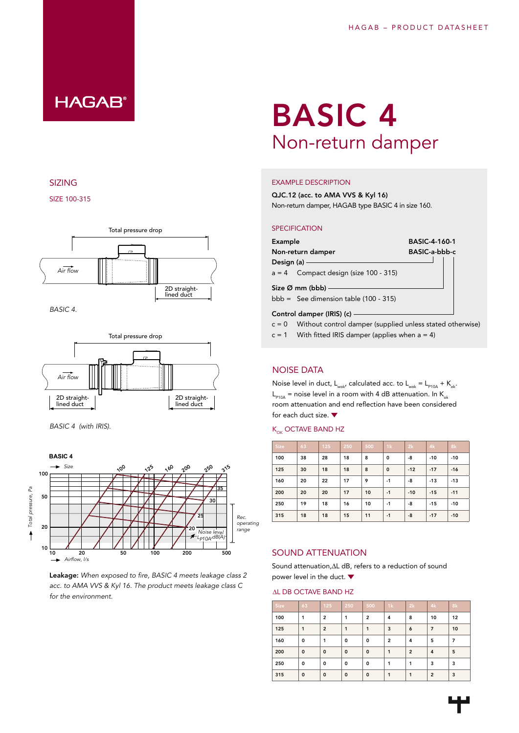# BASIC 4

## Non-return damper

## SIZING

SIZE 100-315

Total pressure drop

Air flow

2D straight-lined duct

*BASIC 4.*

Total pressure drop

Air flow

2D straight-lined duct

2D straight-lined duct

*BASIC 4 (with IRIS).*

**BASIC 4**

**Leakage:** *When exposed to fire, BASIC 4 meets leakage class 2 acc. to AMA VVS & Kyl 16. The product meets leakage class C for the environment.*

## EXAMPLE DESCRIPTION

**QJC.12 (acc. to AMA VVS & Kyl 16)**

Non-return damper, HAGAB type BASIC 4 in size 160.

## SPECIFICATION

| | |
|---|---|
| **Example** | **BASIC-4-160-1** |
| **Non-return damper** | **BASIC-a-bbb-c** |

**Design (a)**

a = 4 Compact design (size 100 - 315)

**Size Ø mm (bbb)**

bbb = See dimension table (100 - 315)

**Control damper (IRIS) (c)**

c = 0 Without control damper (supplied unless stated otherwise)

c = 1 With fitted IRIS damper (applies when a = 4)

## NOISE DATA

Noise level in duct, $L_{wok}$, calculated acc. to $L_{wok} = L_{P10A} + K_{ok}$. $L_{P10A}$ = noise level in a room with 4 dB attenuation. In $K_{ok}$ room attenuation and end reflection have been considered for each duct size.

### $K_{OK}$ OCTAVE BAND HZ

| Size | 63 | 125 | 250 | 500 | 1k | 2k | 4k | 8k |
|---|---|---|---|---|---|---|---|---|
| 100 | 38 | 28 | 18 | 8 | 0 | -8 | -10 | -10 |
| 125 | 30 | 18 | 18 | 8 | 0 | -12 | -17 | -16 |
| 160 | 20 | 22 | 17 | 9 | -1 | -8 | -13 | -13 |
| 200 | 20 | 20 | 17 | 10 | -1 | -10 | -15 | -11 |
| 250 | 19 | 18 | 16 | 10 | -1 | -8 | -15 | -10 |
| 315 | 18 | 18 | 15 | 11 | -1 | -8 | -17 | -10 |

## SOUND ATTENUATION

Sound attenuation,ΔL dB, refers to a reduction of sound power level in the duct.

### ΔL DB OCTAVE BAND HZ

| Size | 63 | 125 | 250 | 500 | 1k | 2k | 4k | 8k |
|---|---|---|---|---|---|---|---|---|
| 100 | 1 | 2 | 1 | 2 | 4 | 8 | 10 | 12 |
| 125 | 1 | 2 | 1 | 1 | 3 | 6 | 7 | 10 |
| 160 | 0 | 1 | 0 | 0 | 2 | 4 | 5 | 7 |
| 200 | 0 | 0 | 0 | 0 | 1 | 2 | 4 | 5 |
| 250 | 0 | 0 | 0 | 0 | 1 | 1 | 3 | 3 |
| 315 | 0 | 0 | 0 | 0 | 1 | 1 | 2 | 3 |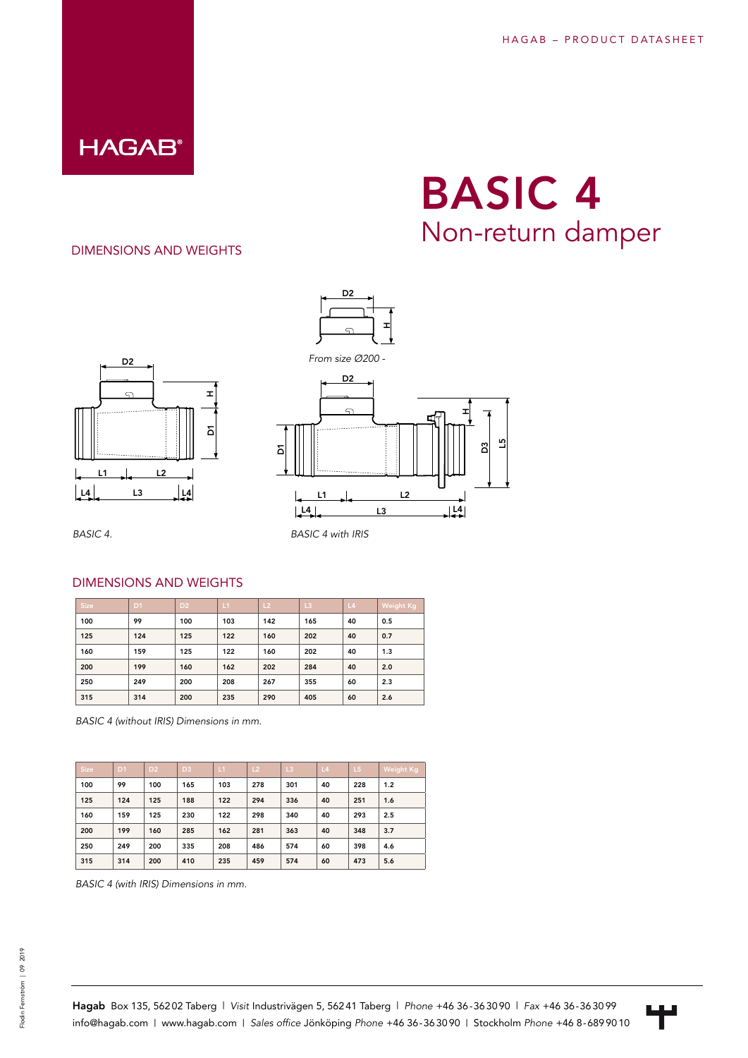# BASIC 4

## Non-return damper

## DIMENSIONS AND WEIGHTS

From size Ø200 -

D2

H

D1

L1

L2

L4

L3

L4

BASIC 4.

D3

L5

BASIC 4 with IRIS

## DIMENSIONS AND WEIGHTS

| Size | D1 | D2 | L1 | L2 | L3 | L4 | Weight Kg |
|---|---|---|---|---|---|---|---|
| 100 | 99 | 100 | 103 | 142 | 165 | 40 | 0.5 |
| 125 | 124 | 125 | 122 | 160 | 202 | 40 | 0.7 |
| 160 | 159 | 125 | 122 | 160 | 202 | 40 | 1.3 |
| 200 | 199 | 160 | 162 | 202 | 284 | 40 | 2.0 |
| 250 | 249 | 200 | 208 | 267 | 355 | 60 | 2.3 |
| 315 | 314 | 200 | 235 | 290 | 405 | 60 | 2.6 |

*BASIC 4 (without IRIS) Dimensions in mm.*

| Size | D1 | D2 | D3 | L1 | L2 | L3 | L4 | L5 | Weight Kg |
|---|---|---|---|---|---|---|---|---|---|
| 100 | 99 | 100 | 165 | 103 | 278 | 301 | 40 | 228 | 1.2 |
| 125 | 124 | 125 | 188 | 122 | 294 | 336 | 40 | 251 | 1.6 |
| 160 | 159 | 125 | 230 | 122 | 298 | 340 | 40 | 293 | 2.5 |
| 200 | 199 | 160 | 285 | 162 | 281 | 363 | 40 | 348 | 3.7 |
| 250 | 249 | 200 | 335 | 208 | 486 | 574 | 60 | 398 | 4.6 |
| 315 | 314 | 200 | 410 | 235 | 459 | 574 | 60 | 473 | 5.6 |

*BASIC 4 (with IRIS) Dimensions in mm.*

**Hagab** Box 135, 562 02 Taberg | *Visit* Industrivägen 5, 562 41 Taberg | *Phone* +46 36-36 30 90 | *Fax* +46 36-36 30 99
info@hagab.com | www.hagab.com | *Sales office* Jönköping *Phone* +46 36-36 30 90 | Stockholm *Phone* +46 8-689 90 10